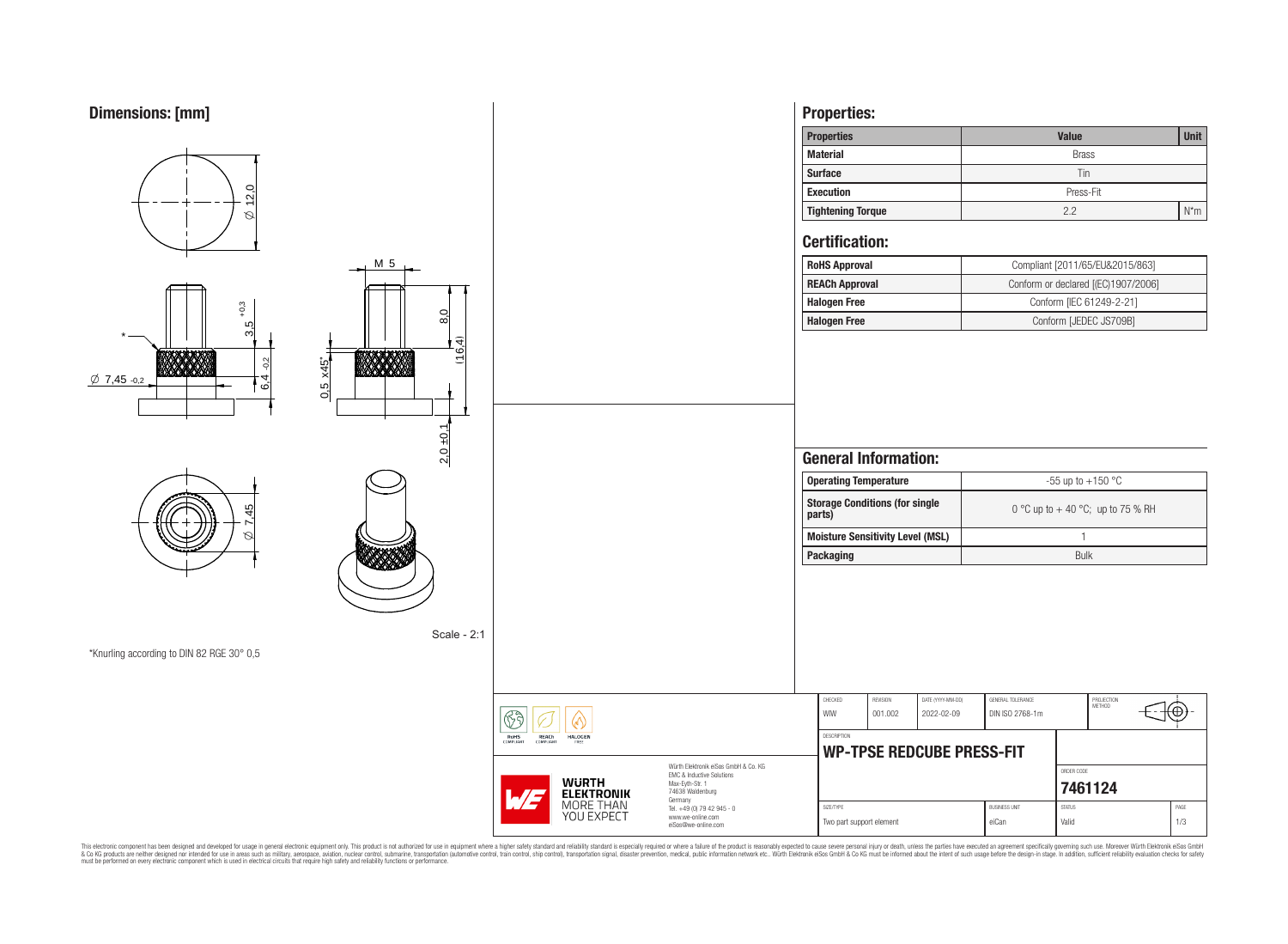## Dimensions: [mm]

Ø 12,0

M 5

3,5 +0,3

6,4 -0,2

8,0

(16,4)

Ø 7,45 -0,2

0,5 x45°

2,0 ±0,1

Ø 7,45

Scale - 2:1

*Knurling according to DIN 82 RGE 30° 0,5

## Properties:

| Properties | Value | Unit |
|---|---|---|
| Material | Brass | |
| Surface | Tin | |
| Execution | Press-Fit | |
| Tightening Torque | 2.2 | N*m |

## Certification:

| | |
|---|---|
| RoHS Approval | Compliant [2011/65/EU&2015/863] |
| REACh Approval | Conform or declared [(EC)1907/2006] |
| Halogen Free | Conform [IEC 61249-2-21] |
| Halogen Free | Conform [JEDEC JS709B] |

## General Information:

| | |
|---|---|
| Operating Temperature | -55 up to +150 °C |
| Storage Conditions (for single parts) | 0 °C up to + 40 °C; up to 75 % RH |
| Moisture Sensitivity Level (MSL) | 1 |
| Packaging | Bulk |

| CHECKED | REVISION | DATE (YYYY-MM-DD) | GENERAL TOLERANCE | PROJECTION METHOD |
|---|---|---|---|---|
| WIW | 001.002 | 2022-02-09 | DIN ISO 2768-1m | |

DESCRIPTION

**WP-TPSE REDCUBE PRESS-FIT**

ORDER CODE **7461124**

| SIZE/TYPE | BUSINESS UNIT | STATUS | PAGE |
|---|---|---|---|
| Two part support element | eiCan | Valid | 1/3 |

RoHS COMPLIANT · REACh COMPLIANT · HALOGEN FREE

WÜRTH ELEKTRONIK MORE THAN YOU EXPECT

Würth Elektronik eiSos GmbH & Co. KG
EMC & Inductive Solutions
Max-Eyth-Str. 1
74638 Waldenburg
Germany
Tel. +49 (0) 79 42 945 - 0
www.we-online.com
eiSos@we-online.com

This electronic component has been designed and developed for usage in general electronic equipment only. This product is not authorized for use in equipment where a higher safety standard and reliability standard is especially required or where a failure of the product is reasonably expected to cause severe personal injury or death, unless the parties have executed an agreement specifically governing such use. Moreover Würth Elektronik eiSos GmbH & Co KG products are neither designed nor intended for use in areas such as military, aerospace, aviation, nuclear control, submarine, transportation (automotive control, train control, ship control), transportation signal, disaster prevention, medical, public information network etc.. Würth Elektronik eiSos GmbH & Co KG must be informed about the intent of such usage before the design-in stage. In addition, sufficient reliability evaluation checks for safety must be performed on every electronic component which is used in electrical circuits that require high safety and reliability functions or performance.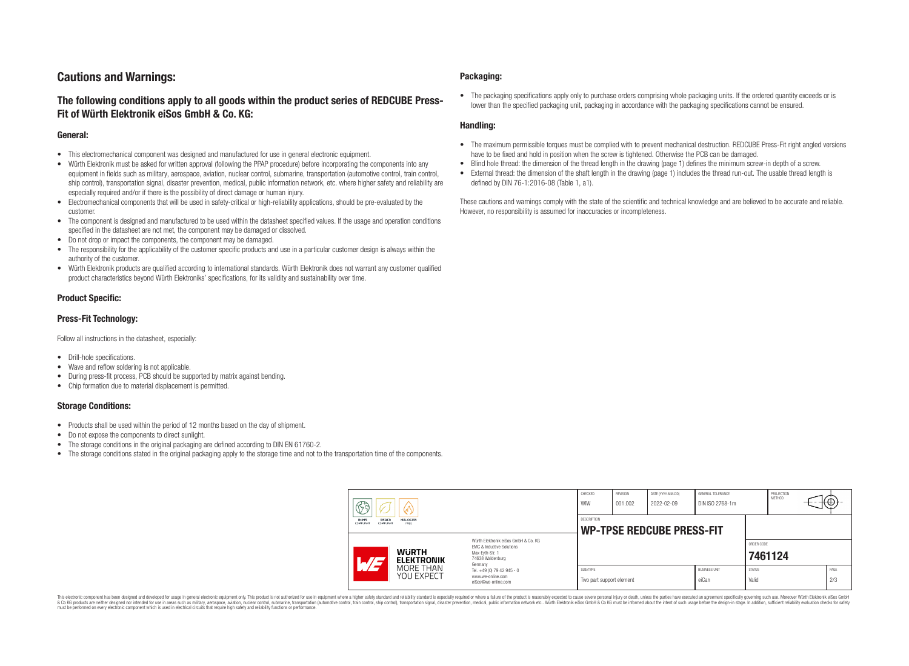# Cautions and Warnings:

## The following conditions apply to all goods within the product series of REDCUBE Press-Fit of Würth Elektronik eiSos GmbH & Co. KG:

### General:

- This electromechanical component was designed and manufactured for use in general electronic equipment.
- Würth Elektronik must be asked for written approval (following the PPAP procedure) before incorporating the components into any equipment in fields such as military, aerospace, aviation, nuclear control, submarine, transportation (automotive control, train control, ship control), transportation signal, disaster prevention, medical, public information network, etc. where higher safety and reliability are especially required and/or if there is the possibility of direct damage or human injury.
- Electromechanical components that will be used in safety-critical or high-reliability applications, should be pre-evaluated by the customer.
- The component is designed and manufactured to be used within the datasheet specified values. If the usage and operation conditions specified in the datasheet are not met, the component may be damaged or dissolved.
- Do not drop or impact the components, the component may be damaged.
- The responsibility for the applicability of the customer specific products and use in a particular customer design is always within the authority of the customer.
- Würth Elektronik products are qualified according to international standards. Würth Elektronik does not warrant any customer qualified product characteristics beyond Würth Elektroniks' specifications, for its validity and sustainability over time.

### Product Specific:

### Press-Fit Technology:

Follow all instructions in the datasheet, especially:

- Drill-hole specifications.
- Wave and reflow soldering is not applicable.
- During press-fit process, PCB should be supported by matrix against bending.
- Chip formation due to material displacement is permitted.

### Storage Conditions:

- Products shall be used within the period of 12 months based on the day of shipment.
- Do not expose the components to direct sunlight.
- The storage conditions in the original packaging are defined according to DIN EN 61760-2.
- The storage conditions stated in the original packaging apply to the storage time and not to the transportation time of the components.

### Packaging:

- The packaging specifications apply only to purchase orders comprising whole packaging units. If the ordered quantity exceeds or is lower than the specified packaging unit, packaging in accordance with the packaging specifications cannot be ensured.

### Handling:

- The maximum permissible torques must be complied with to prevent mechanical destruction. REDCUBE Press-Fit right angled versions have to be fixed and hold in position when the screw is tightened. Otherwise the PCB can be damaged.
- Blind hole thread: the dimension of the thread length in the drawing (page 1) defines the minimum screw-in depth of a screw.
- External thread: the dimension of the shaft length in the drawing (page 1) includes the thread run-out. The usable thread length is defined by DIN 76-1:2016-08 (Table 1, a1).

These cautions and warnings comply with the state of the scientific and technical knowledge and are believed to be accurate and reliable. However, no responsibility is assumed for inaccuracies or incompleteness.

| CHECKED | REVISION | DATE (YYYY-MM-DD) | GENERAL TOLERANCE | PROJECTION METHOD |
|---|---|---|---|---|
| WIW | 001.002 | 2022-02-09 | DIN ISO 2768-1m | |

DESCRIPTION: **WP-TPSE REDCUBE PRESS-FIT**

Würth Elektronik eiSos GmbH & Co. KG
EMC & Inductive Solutions
Max-Eyth-Str. 1
74638 Waldenburg
Germany
Tel. +49 (0) 79 42 945 - 0
www.we-online.com
eiSos@we-online.com

ORDER CODE: **7461124**

| SIZE/TYPE | BUSINESS UNIT | STATUS | PAGE |
|---|---|---|---|
| Two part support element | eiCan | Valid | 2/3 |

This electronic component has been designed and developed for usage in general electronic equipment only. This product is not authorized for use in equipment where a higher safety standard and reliability standard is especially required or where a failure of the product is reasonably expected to cause severe personal injury or death, unless the parties have executed an agreement specifically governing such use. Moreover Würth Elektronik eiSos GmbH & Co KG products are neither designed nor intended for use in areas such as military, aerospace, aviation, nuclear control, submarine, transportation (automotive control, train control, ship control), transportation signal, disaster prevention, medical, public information network etc.. Würth Elektronik eiSos GmbH & Co KG must be informed about the intent of such usage before the design-in stage. In addition, sufficient reliability evaluation checks for safety must be performed on every electronic component which is used in electrical circuits that require high safety and reliability functions or performance.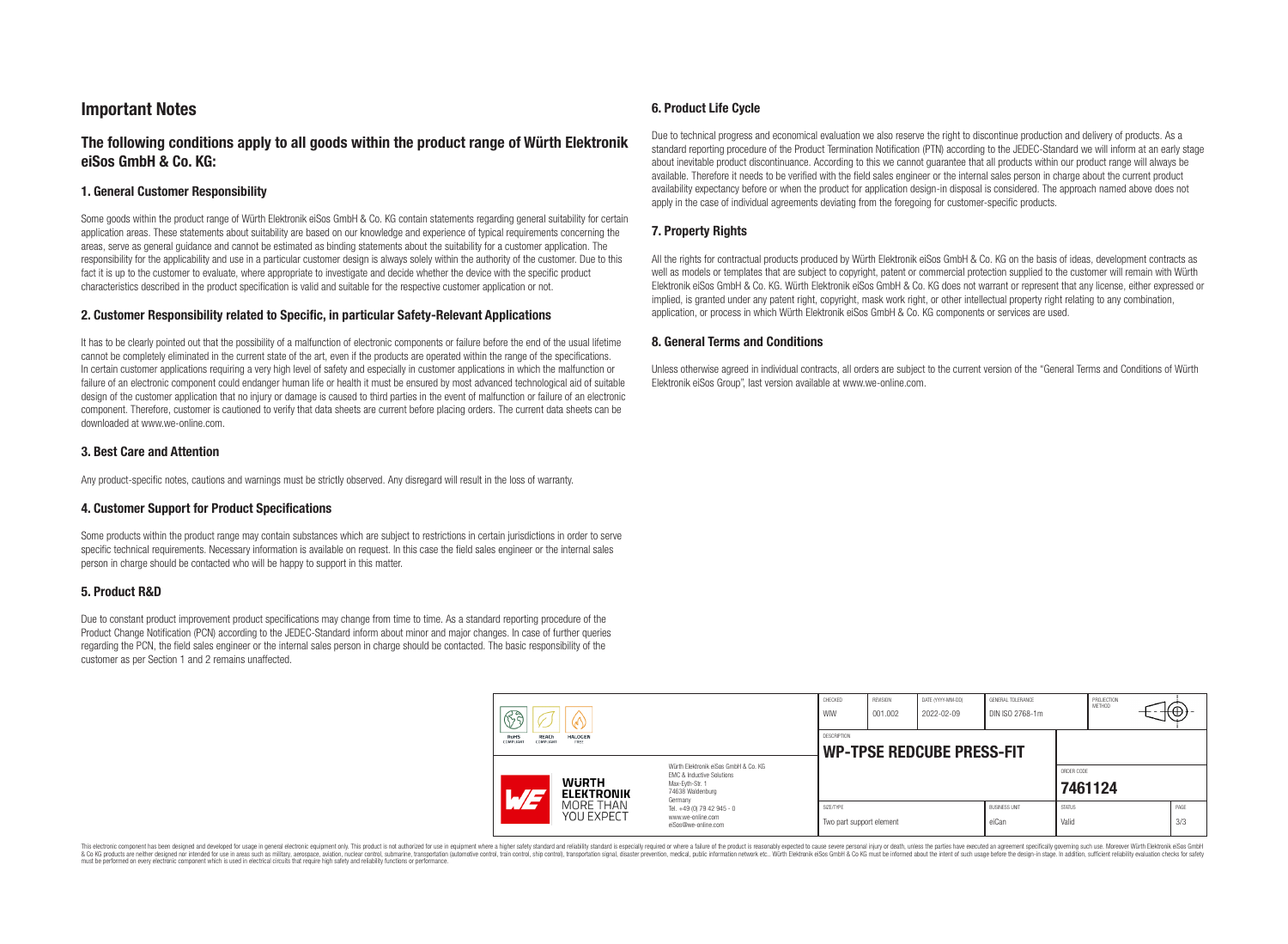# Important Notes

## The following conditions apply to all goods within the product range of Würth Elektronik eiSos GmbH & Co. KG:

### 1. General Customer Responsibility

Some goods within the product range of Würth Elektronik eiSos GmbH & Co. KG contain statements regarding general suitability for certain application areas. These statements about suitability are based on our knowledge and experience of typical requirements concerning the areas, serve as general guidance and cannot be estimated as binding statements about the suitability for a customer application. The responsibility for the applicability and use in a particular customer design is always solely within the authority of the customer. Due to this fact it is up to the customer to evaluate, where appropriate to investigate and decide whether the device with the specific product characteristics described in the product specification is valid and suitable for the respective customer application or not.

### 2. Customer Responsibility related to Specific, in particular Safety-Relevant Applications

It has to be clearly pointed out that the possibility of a malfunction of electronic components or failure before the end of the usual lifetime cannot be completely eliminated in the current state of the art, even if the products are operated within the range of the specifications. In certain customer applications requiring a very high level of safety and especially in customer applications in which the malfunction or failure of an electronic component could endanger human life or health it must be ensured by most advanced technological aid of suitable design of the customer application that no injury or damage is caused to third parties in the event of malfunction or failure of an electronic component. Therefore, customer is cautioned to verify that data sheets are current before placing orders. The current data sheets can be downloaded at www.we-online.com.

### 3. Best Care and Attention

Any product-specific notes, cautions and warnings must be strictly observed. Any disregard will result in the loss of warranty.

### 4. Customer Support for Product Specifications

Some products within the product range may contain substances which are subject to restrictions in certain jurisdictions in order to serve specific technical requirements. Necessary information is available on request. In this case the field sales engineer or the internal sales person in charge should be contacted who will be happy to support in this matter.

### 5. Product R&D

Due to constant product improvement product specifications may change from time to time. As a standard reporting procedure of the Product Change Notification (PCN) according to the JEDEC-Standard inform about minor and major changes. In case of further queries regarding the PCN, the field sales engineer or the internal sales person in charge should be contacted. The basic responsibility of the customer as per Section 1 and 2 remains unaffected.

### 6. Product Life Cycle

Due to technical progress and economical evaluation we also reserve the right to discontinue production and delivery of products. As a standard reporting procedure of the Product Termination Notification (PTN) according to the JEDEC-Standard we will inform at an early stage about inevitable product discontinuance. According to this we cannot guarantee that all products within our product range will always be available. Therefore it needs to be verified with the field sales engineer or the internal sales person in charge about the current product availability expectancy before or when the product for application design-in disposal is considered. The approach named above does not apply in the case of individual agreements deviating from the foregoing for customer-specific products.

### 7. Property Rights

All the rights for contractual products produced by Würth Elektronik eiSos GmbH & Co. KG on the basis of ideas, development contracts as well as models or templates that are subject to copyright, patent or commercial protection supplied to the customer will remain with Würth Elektronik eiSos GmbH & Co. KG. Würth Elektronik eiSos GmbH & Co. KG does not warrant or represent that any license, either expressed or implied, is granted under any patent right, copyright, mask work right, or other intellectual property right relating to any combination, application, or process in which Würth Elektronik eiSos GmbH & Co. KG components or services are used.

### 8. General Terms and Conditions

Unless otherwise agreed in individual contracts, all orders are subject to the current version of the "General Terms and Conditions of Würth Elektronik eiSos Group", last version available at www.we-online.com.

| | | | | | | | |
|---|---|---|---|---|---|---|---|
| RoHS COMPLIANT, REACh COMPLIANT, HALOGEN FREE | | CHECKED: WIW | REVISION: 001.002 | DATE (YYYY-MM-DD): 2022-02-09 | GENERAL TOLERANCE: DIN ISO 2768-1m | PROJECTION METHOD | |
| | | DESCRIPTION: **WP-TPSE REDCUBE PRESS-FIT** | | | | | |
| WÜRTH ELEKTRONIK MORE THAN YOU EXPECT | Würth Elektronik eiSos GmbH & Co. KG, EMC & Inductive Solutions, Max-Eyth-Str. 1, 74638 Waldenburg, Germany, Tel. +49 (0) 79 42 945 - 0, www.we-online.com, eiSos@we-online.com | | | | | ORDER CODE: **7461124** | |
| | | SIZE/TYPE: Two part support element | | | BUSINESS UNIT: eiCan | STATUS: Valid | PAGE: 3/3 |

This electronic component has been designed and developed for usage in general electronic equipment only. This product is not authorized for use in equipment where a higher safety standard and reliability standard is especially required or where a failure of the product is reasonably expected to cause severe personal injury or death, unless the parties have executed an agreement specifically governing such use. Moreover Würth Elektronik eiSos GmbH & Co KG products are neither designed nor intended for use in areas such as military, aerospace, aviation, nuclear control, submarine, transportation (automotive control, train control, ship control), transportation signal, disaster prevention, medical, public information network etc.. Würth Elektronik eiSos GmbH & Co KG must be informed about the intent of such usage before the design-in stage. In addition, sufficient reliability evaluation checks for safety must be performed on every electronic component which is used in electrical circuits that require high safety and reliability functions or performance.